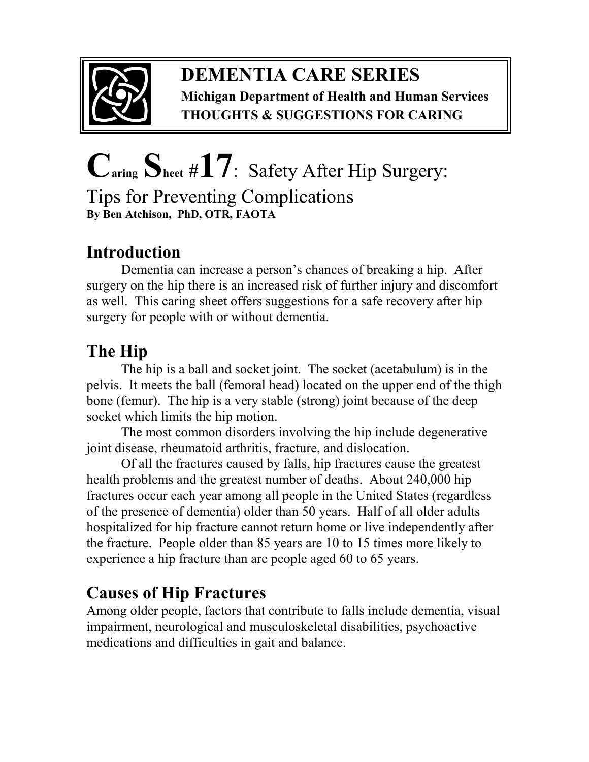# DEMENTIA CARE SERIES

**Michigan Department of Health and Human Services**
**THOUGHTS & SUGGESTIONS FOR CARING**

# Caring Sheet #17: Safety After Hip Surgery: Tips for Preventing Complications

**By Ben Atchison, PhD, OTR, FAOTA**

## Introduction

Dementia can increase a person's chances of breaking a hip. After surgery on the hip there is an increased risk of further injury and discomfort as well. This caring sheet offers suggestions for a safe recovery after hip surgery for people with or without dementia.

## The Hip

The hip is a ball and socket joint. The socket (acetabulum) is in the pelvis. It meets the ball (femoral head) located on the upper end of the thigh bone (femur). The hip is a very stable (strong) joint because of the deep socket which limits the hip motion.

The most common disorders involving the hip include degenerative joint disease, rheumatoid arthritis, fracture, and dislocation.

Of all the fractures caused by falls, hip fractures cause the greatest health problems and the greatest number of deaths. About 240,000 hip fractures occur each year among all people in the United States (regardless of the presence of dementia) older than 50 years. Half of all older adults hospitalized for hip fracture cannot return home or live independently after the fracture. People older than 85 years are 10 to 15 times more likely to experience a hip fracture than are people aged 60 to 65 years.

## Causes of Hip Fractures

Among older people, factors that contribute to falls include dementia, visual impairment, neurological and musculoskeletal disabilities, psychoactive medications and difficulties in gait and balance.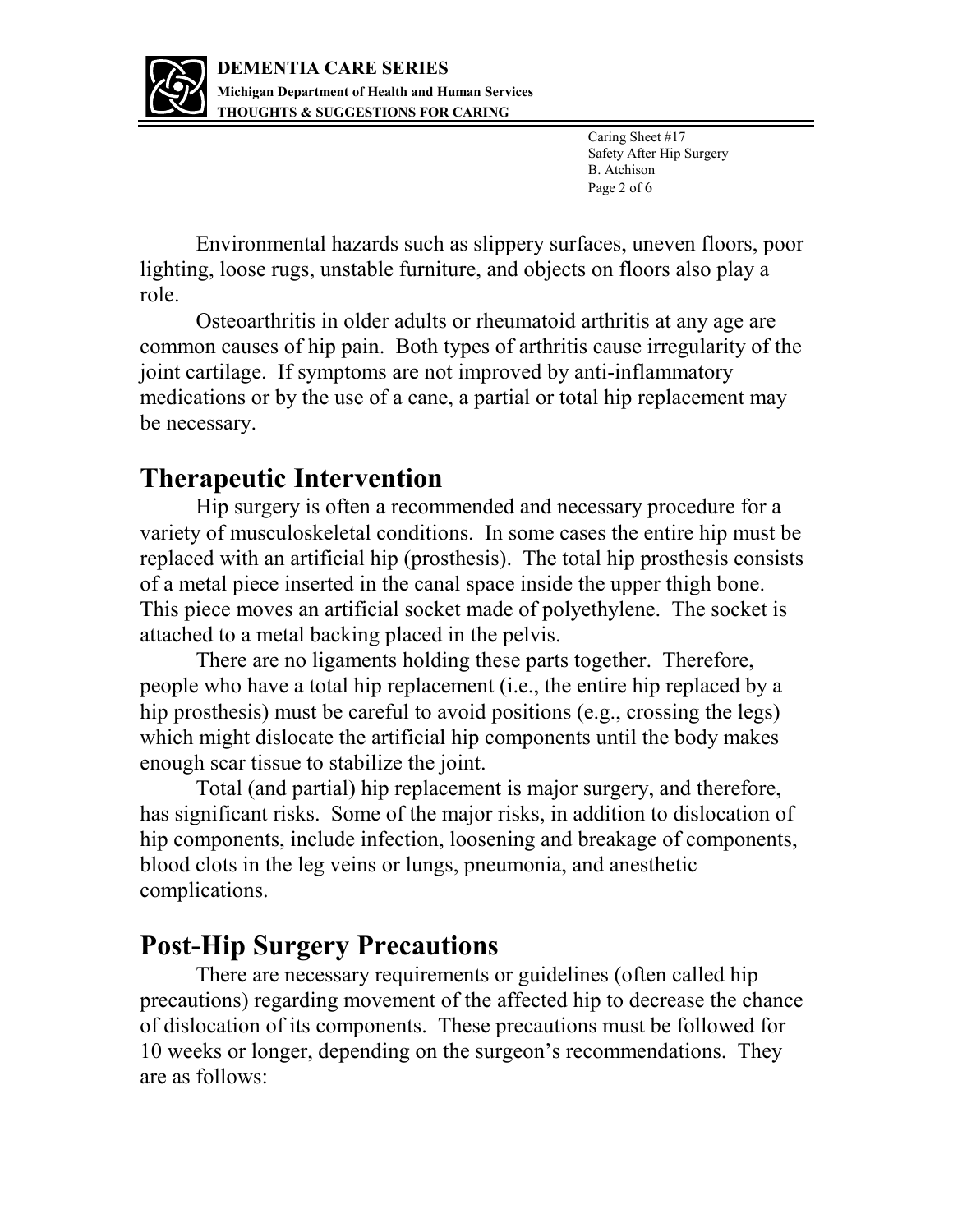Environmental hazards such as slippery surfaces, uneven floors, poor lighting, loose rugs, unstable furniture, and objects on floors also play a role.

Osteoarthritis in older adults or rheumatoid arthritis at any age are common causes of hip pain. Both types of arthritis cause irregularity of the joint cartilage. If symptoms are not improved by anti-inflammatory medications or by the use of a cane, a partial or total hip replacement may be necessary.

## Therapeutic Intervention

Hip surgery is often a recommended and necessary procedure for a variety of musculoskeletal conditions. In some cases the entire hip must be replaced with an artificial hip (prosthesis). The total hip prosthesis consists of a metal piece inserted in the canal space inside the upper thigh bone. This piece moves an artificial socket made of polyethylene. The socket is attached to a metal backing placed in the pelvis.

There are no ligaments holding these parts together. Therefore, people who have a total hip replacement (i.e., the entire hip replaced by a hip prosthesis) must be careful to avoid positions (e.g., crossing the legs) which might dislocate the artificial hip components until the body makes enough scar tissue to stabilize the joint.

Total (and partial) hip replacement is major surgery, and therefore, has significant risks. Some of the major risks, in addition to dislocation of hip components, include infection, loosening and breakage of components, blood clots in the leg veins or lungs, pneumonia, and anesthetic complications.

## Post-Hip Surgery Precautions

There are necessary requirements or guidelines (often called hip precautions) regarding movement of the affected hip to decrease the chance of dislocation of its components. These precautions must be followed for 10 weeks or longer, depending on the surgeon's recommendations. They are as follows: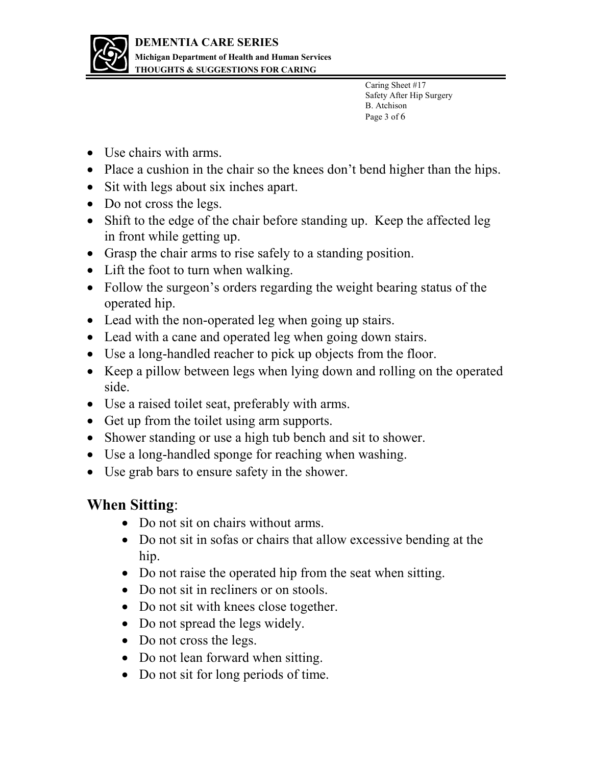- Use chairs with arms.
- Place a cushion in the chair so the knees don't bend higher than the hips.
- Sit with legs about six inches apart.
- Do not cross the legs.
- Shift to the edge of the chair before standing up. Keep the affected leg in front while getting up.
- Grasp the chair arms to rise safely to a standing position.
- Lift the foot to turn when walking.
- Follow the surgeon's orders regarding the weight bearing status of the operated hip.
- Lead with the non-operated leg when going up stairs.
- Lead with a cane and operated leg when going down stairs.
- Use a long-handled reacher to pick up objects from the floor.
- Keep a pillow between legs when lying down and rolling on the operated side.
- Use a raised toilet seat, preferably with arms.
- Get up from the toilet using arm supports.
- Shower standing or use a high tub bench and sit to shower.
- Use a long-handled sponge for reaching when washing.
- Use grab bars to ensure safety in the shower.

## **When Sitting**:

- Do not sit on chairs without arms.
- Do not sit in sofas or chairs that allow excessive bending at the hip.
- Do not raise the operated hip from the seat when sitting.
- Do not sit in recliners or on stools.
- Do not sit with knees close together.
- Do not spread the legs widely.
- Do not cross the legs.
- Do not lean forward when sitting.
- Do not sit for long periods of time.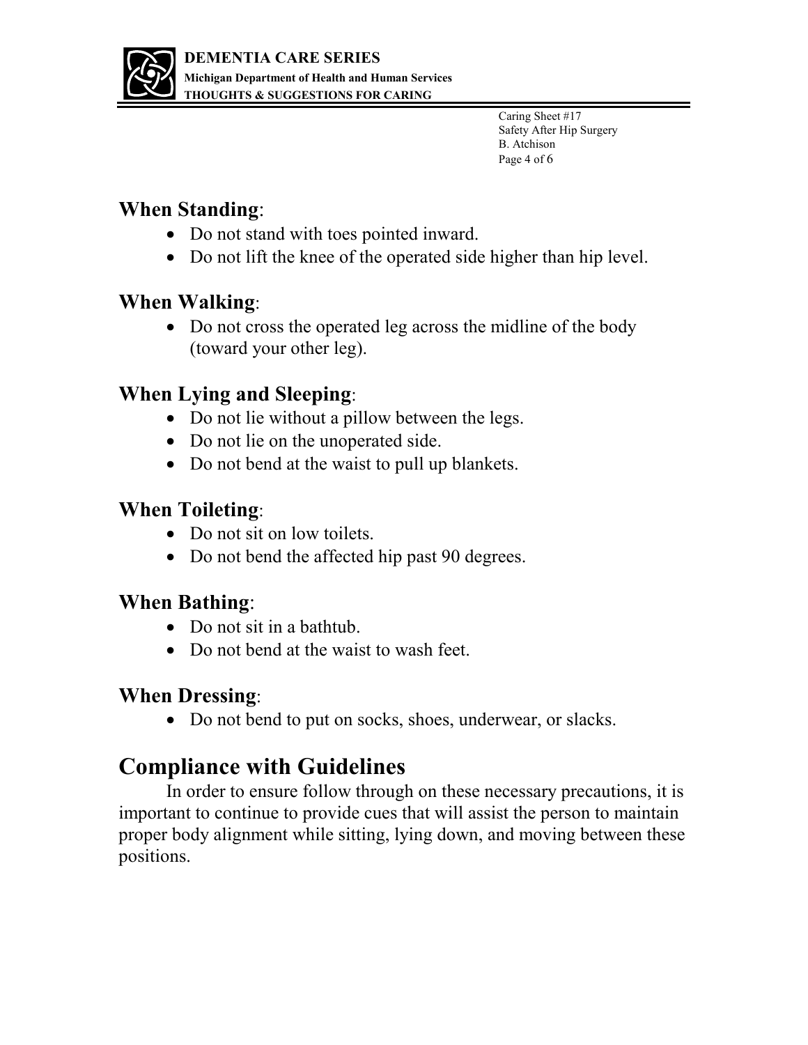### **When Standing**:

- Do not stand with toes pointed inward.
- Do not lift the knee of the operated side higher than hip level.

### **When Walking**:

- Do not cross the operated leg across the midline of the body (toward your other leg).

### **When Lying and Sleeping**:

- Do not lie without a pillow between the legs.
- Do not lie on the unoperated side.
- Do not bend at the waist to pull up blankets.

### **When Toileting**:

- Do not sit on low toilets.
- Do not bend the affected hip past 90 degrees.

### **When Bathing**:

- Do not sit in a bathtub.
- Do not bend at the waist to wash feet.

### **When Dressing**:

- Do not bend to put on socks, shoes, underwear, or slacks.

## Compliance with Guidelines

In order to ensure follow through on these necessary precautions, it is important to continue to provide cues that will assist the person to maintain proper body alignment while sitting, lying down, and moving between these positions.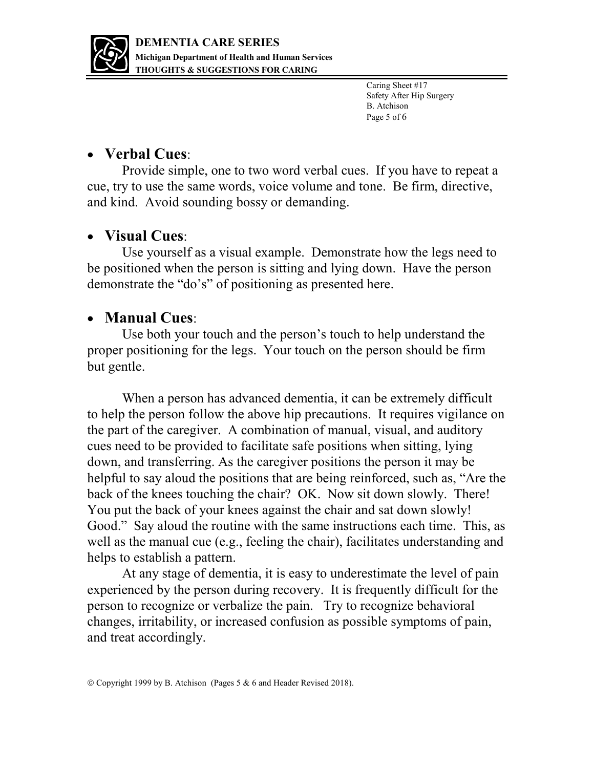- **Verbal Cues**:

  Provide simple, one to two word verbal cues. If you have to repeat a cue, try to use the same words, voice volume and tone. Be firm, directive, and kind. Avoid sounding bossy or demanding.

- **Visual Cues**:

  Use yourself as a visual example. Demonstrate how the legs need to be positioned when the person is sitting and lying down. Have the person demonstrate the "do's" of positioning as presented here.

- **Manual Cues**:

  Use both your touch and the person's touch to help understand the proper positioning for the legs. Your touch on the person should be firm but gentle.

When a person has advanced dementia, it can be extremely difficult to help the person follow the above hip precautions. It requires vigilance on the part of the caregiver. A combination of manual, visual, and auditory cues need to be provided to facilitate safe positions when sitting, lying down, and transferring. As the caregiver positions the person it may be helpful to say aloud the positions that are being reinforced, such as, "Are the back of the knees touching the chair? OK. Now sit down slowly. There! You put the back of your knees against the chair and sat down slowly! Good." Say aloud the routine with the same instructions each time. This, as well as the manual cue (e.g., feeling the chair), facilitates understanding and helps to establish a pattern.

At any stage of dementia, it is easy to underestimate the level of pain experienced by the person during recovery. It is frequently difficult for the person to recognize or verbalize the pain. Try to recognize behavioral changes, irritability, or increased confusion as possible symptoms of pain, and treat accordingly.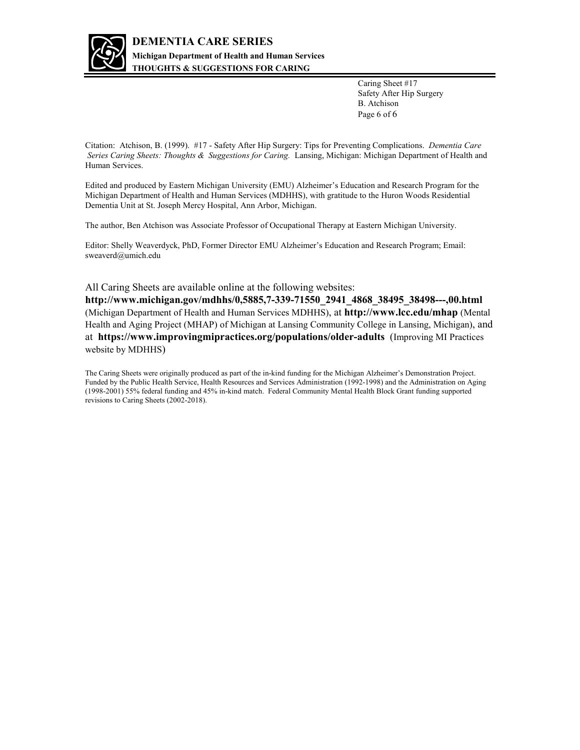Citation: Atchison, B. (1999). #17 - Safety After Hip Surgery: Tips for Preventing Complications. *Dementia Care Series Caring Sheets: Thoughts & Suggestions for Caring.* Lansing, Michigan: Michigan Department of Health and Human Services.

Edited and produced by Eastern Michigan University (EMU) Alzheimer's Education and Research Program for the Michigan Department of Health and Human Services (MDHHS), with gratitude to the Huron Woods Residential Dementia Unit at St. Joseph Mercy Hospital, Ann Arbor, Michigan.

The author, Ben Atchison was Associate Professor of Occupational Therapy at Eastern Michigan University.

Editor: Shelly Weaverdyck, PhD, Former Director EMU Alzheimer's Education and Research Program; Email: sweaverd@umich.edu

All Caring Sheets are available online at the following websites: **http://www.michigan.gov/mdhhs/0,5885,7-339-71550_2941_4868_38495_38498---,00.html** (Michigan Department of Health and Human Services MDHHS), at **http://www.lcc.edu/mhap** (Mental Health and Aging Project (MHAP) of Michigan at Lansing Community College in Lansing, Michigan), and at **https://www.improvingmipractices.org/populations/older-adults** (Improving MI Practices website by MDHHS)

The Caring Sheets were originally produced as part of the in-kind funding for the Michigan Alzheimer's Demonstration Project. Funded by the Public Health Service, Health Resources and Services Administration (1992-1998) and the Administration on Aging (1998-2001) 55% federal funding and 45% in-kind match. Federal Community Mental Health Block Grant funding supported revisions to Caring Sheets (2002-2018).